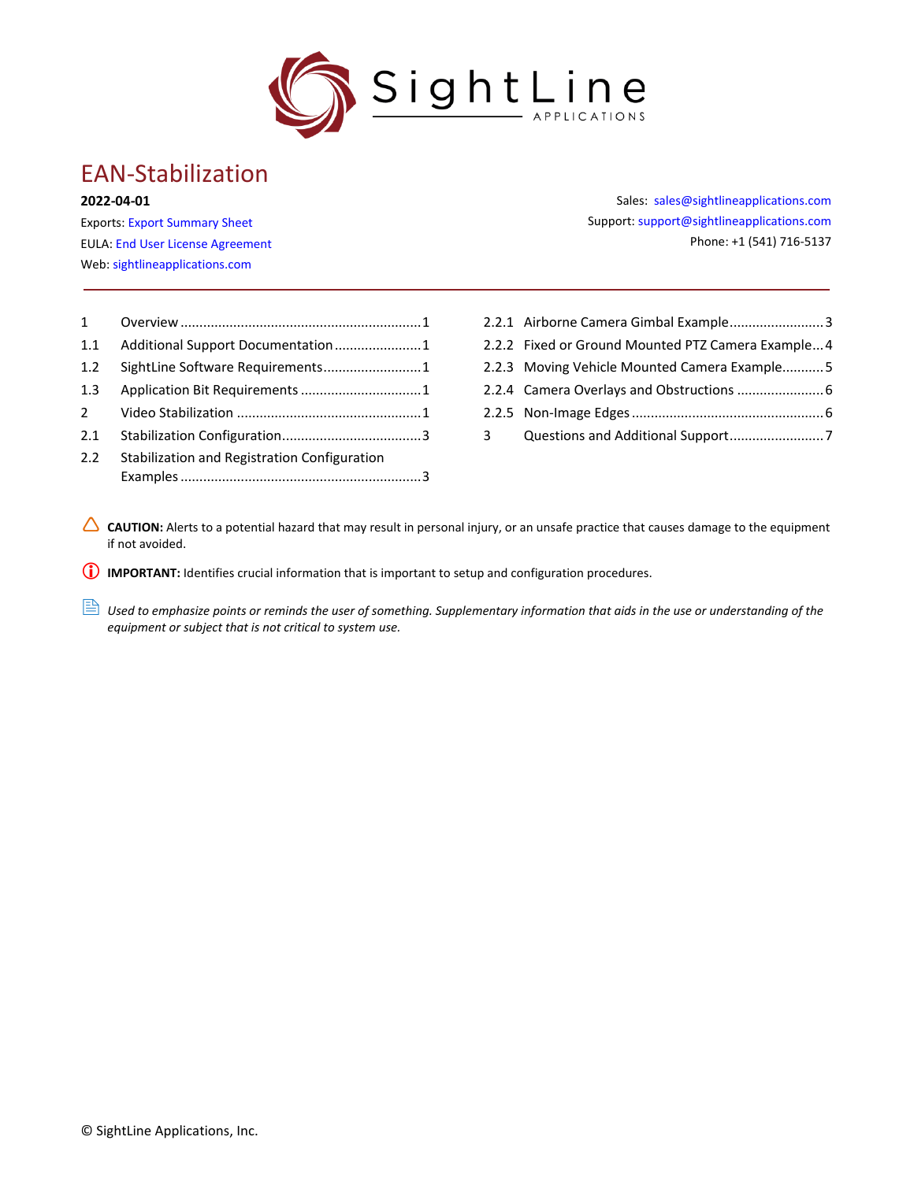# EAN-Stabilization

**2022-04-01**

Exports: Export Summary Sheet
EULA: End User License Agreement
Web: sightlineapplications.com

Sales: sales@sightlineapplications.com
Support: support@sightlineapplications.com
Phone: +1 (541) 716-5137

---

1 Overview ....................................1
1.1 Additional Support Documentation ....................................1
1.2 SightLine Software Requirements ....................................1
1.3 Application Bit Requirements ....................................1
2 Video Stabilization ....................................1
2.1 Stabilization Configuration ....................................3
2.2 Stabilization and Registration Configuration Examples ....................................3
2.2.1 Airborne Camera Gimbal Example ....................................3
2.2.2 Fixed or Ground Mounted PTZ Camera Example ....................................4
2.2.3 Moving Vehicle Mounted Camera Example ....................................5
2.2.4 Camera Overlays and Obstructions ....................................6
2.2.5 Non-Image Edges ....................................6
3 Questions and Additional Support ....................................7

**CAUTION:** Alerts to a potential hazard that may result in personal injury, or an unsafe practice that causes damage to the equipment if not avoided.

**IMPORTANT:** Identifies crucial information that is important to setup and configuration procedures.

*Used to emphasize points or reminds the user of something. Supplementary information that aids in the use or understanding of the equipment or subject that is not critical to system use.*

© SightLine Applications, Inc.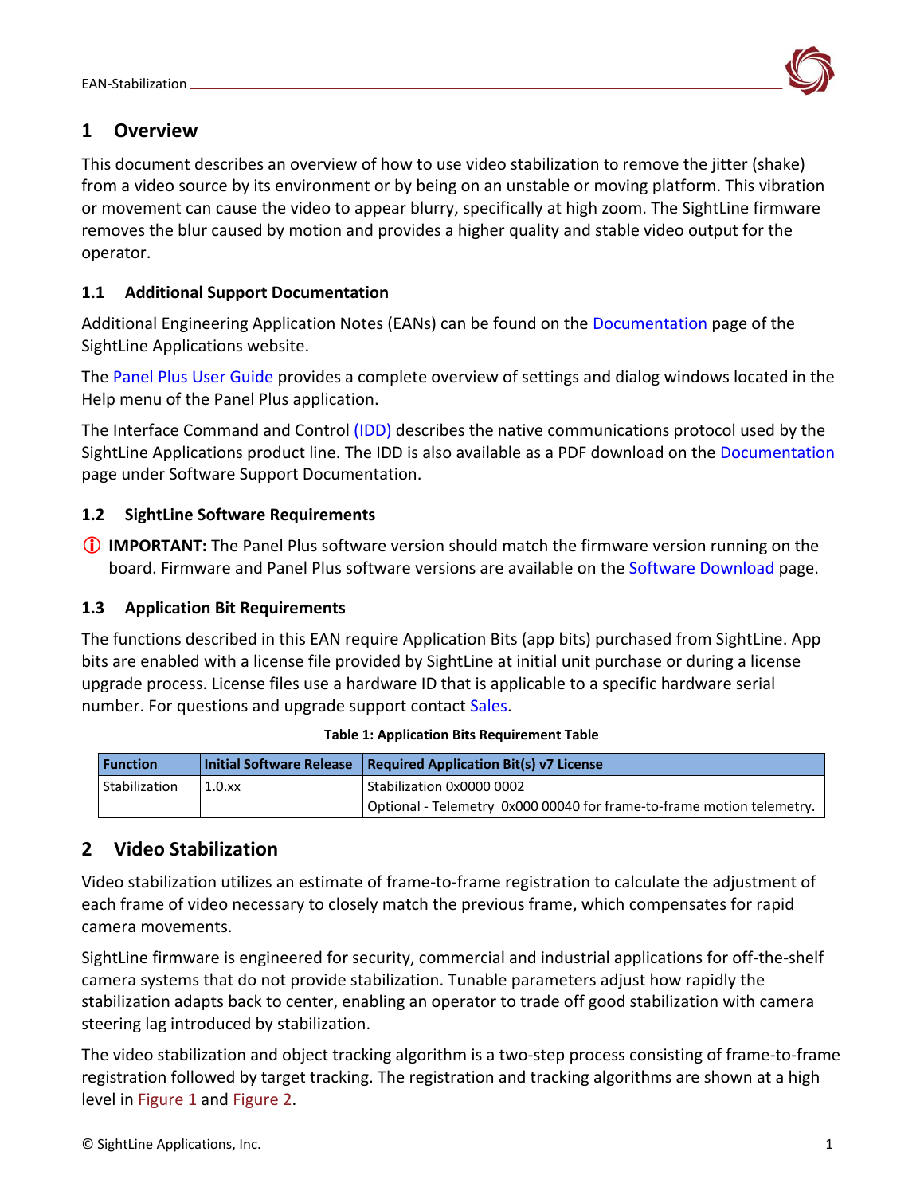# 1 Overview

This document describes an overview of how to use video stabilization to remove the jitter (shake) from a video source by its environment or by being on an unstable or moving platform. This vibration or movement can cause the video to appear blurry, specifically at high zoom. The SightLine firmware removes the blur caused by motion and provides a higher quality and stable video output for the operator.

## 1.1 Additional Support Documentation

Additional Engineering Application Notes (EANs) can be found on the Documentation page of the SightLine Applications website.

The Panel Plus User Guide provides a complete overview of settings and dialog windows located in the Help menu of the Panel Plus application.

The Interface Command and Control (IDD) describes the native communications protocol used by the SightLine Applications product line. The IDD is also available as a PDF download on the Documentation page under Software Support Documentation.

## 1.2 SightLine Software Requirements

ⓘ **IMPORTANT:** The Panel Plus software version should match the firmware version running on the board. Firmware and Panel Plus software versions are available on the Software Download page.

## 1.3 Application Bit Requirements

The functions described in this EAN require Application Bits (app bits) purchased from SightLine. App bits are enabled with a license file provided by SightLine at initial unit purchase or during a license upgrade process. License files use a hardware ID that is applicable to a specific hardware serial number. For questions and upgrade support contact Sales.

**Table 1: Application Bits Requirement Table**

| Function | Initial Software Release | Required Application Bit(s) v7 License |
|---|---|---|
| Stabilization | 1.0.xx | Stabilization 0x0000 0002<br>Optional - Telemetry 0x000 00040 for frame-to-frame motion telemetry. |

# 2 Video Stabilization

Video stabilization utilizes an estimate of frame-to-frame registration to calculate the adjustment of each frame of video necessary to closely match the previous frame, which compensates for rapid camera movements.

SightLine firmware is engineered for security, commercial and industrial applications for off-the-shelf camera systems that do not provide stabilization. Tunable parameters adjust how rapidly the stabilization adapts back to center, enabling an operator to trade off good stabilization with camera steering lag introduced by stabilization.

The video stabilization and object tracking algorithm is a two-step process consisting of frame-to-frame registration followed by target tracking. The registration and tracking algorithms are shown at a high level in Figure 1 and Figure 2.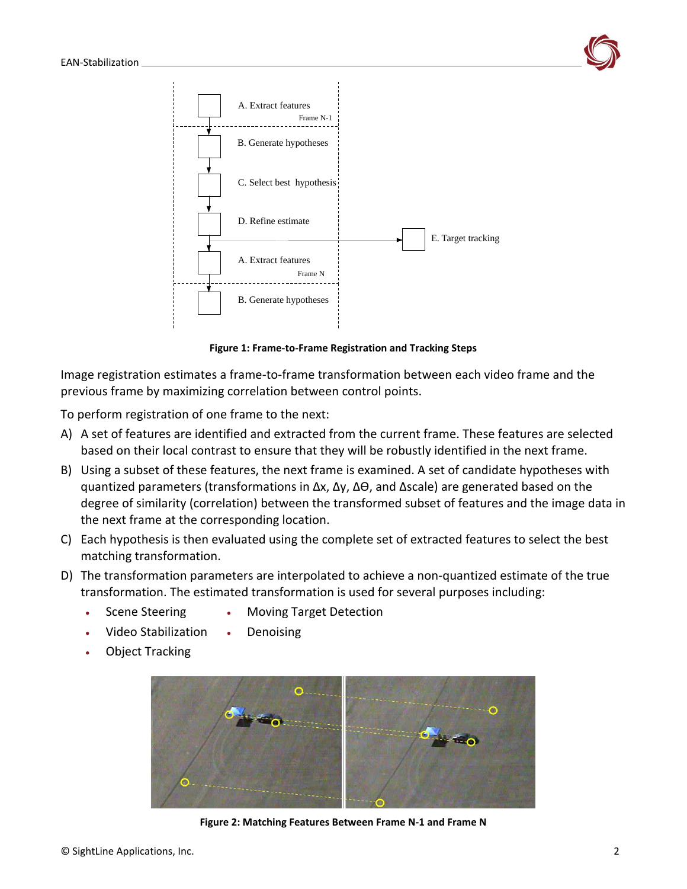Figure 1: Frame-to-Frame Registration and Tracking Steps

Image registration estimates a frame-to-frame transformation between each video frame and the previous frame by maximizing correlation between control points.

To perform registration of one frame to the next:

A) A set of features are identified and extracted from the current frame. These features are selected based on their local contrast to ensure that they will be robustly identified in the next frame.

B) Using a subset of these features, the next frame is examined. A set of candidate hypotheses with quantized parameters (transformations in $\Delta x$, $\Delta y$, $\Delta \Theta$, and $\Delta$scale) are generated based on the degree of similarity (correlation) between the transformed subset of features and the image data in the next frame at the corresponding location.

C) Each hypothesis is then evaluated using the complete set of extracted features to select the best matching transformation.

D) The transformation parameters are interpolated to achieve a non-quantized estimate of the true transformation. The estimated transformation is used for several purposes including:

- Scene Steering
- Video Stabilization
- Object Tracking
- Moving Target Detection
- Denoising

Figure 2: Matching Features Between Frame N-1 and Frame N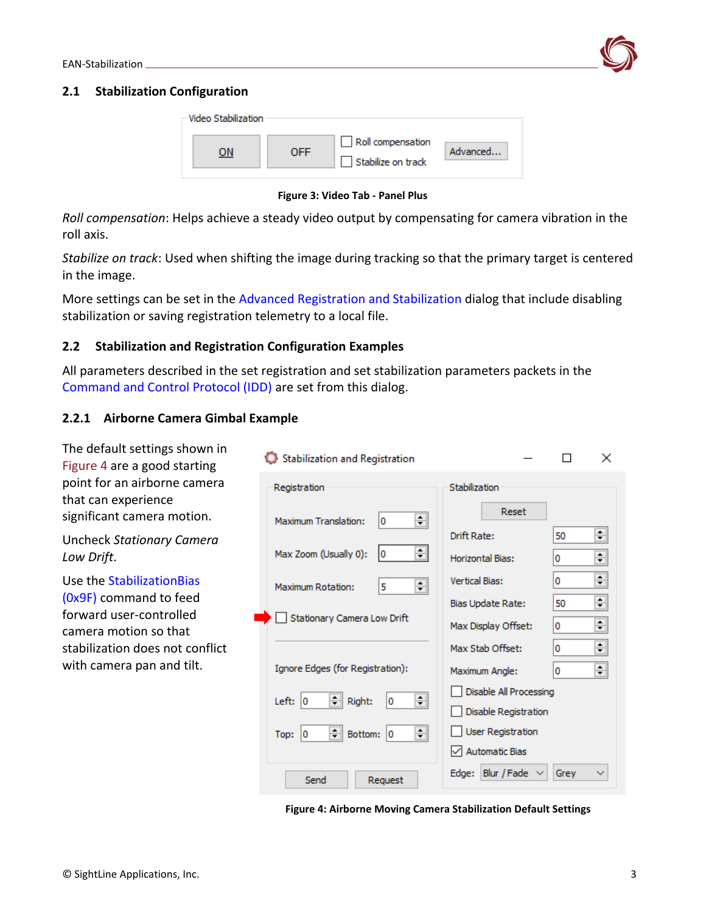## 2.1 Stabilization Configuration

Figure 3: Video Tab - Panel Plus

*Roll compensation*: Helps achieve a steady video output by compensating for camera vibration in the roll axis.

*Stabilize on track*: Used when shifting the image during tracking so that the primary target is centered in the image.

More settings can be set in the Advanced Registration and Stabilization dialog that include disabling stabilization or saving registration telemetry to a local file.

## 2.2 Stabilization and Registration Configuration Examples

All parameters described in the set registration and set stabilization parameters packets in the Command and Control Protocol (IDD) are set from this dialog.

### 2.2.1 Airborne Camera Gimbal Example

The default settings shown in Figure 4 are a good starting point for an airborne camera that can experience significant camera motion.

Uncheck *Stationary Camera Low Drift*.

Use the StabilizationBias (0x9F) command to feed forward user-controlled camera motion so that stabilization does not conflict with camera pan and tilt.

Figure 4: Airborne Moving Camera Stabilization Default Settings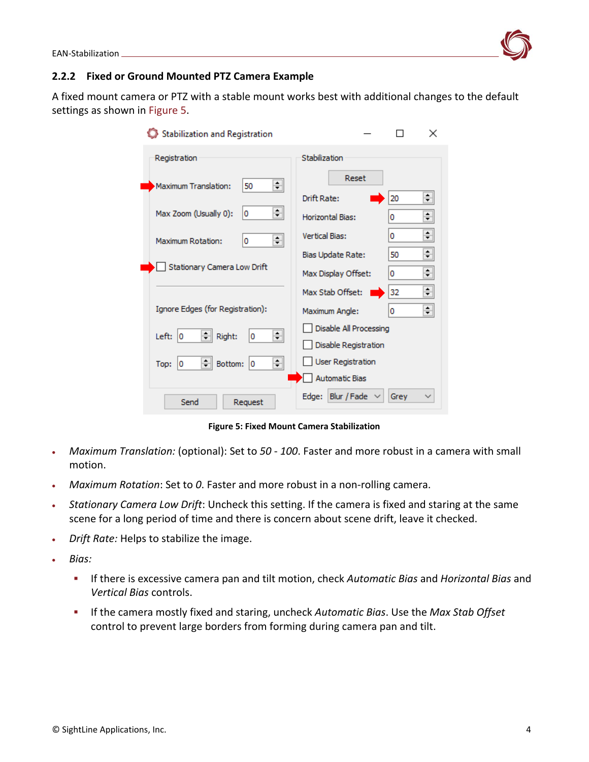### 2.2.2 Fixed or Ground Mounted PTZ Camera Example

A fixed mount camera or PTZ with a stable mount works best with additional changes to the default settings as shown in Figure 5.

**Figure 5: Fixed Mount Camera Stabilization**

- *Maximum Translation:* (optional): Set to *50 - 100*. Faster and more robust in a camera with small motion.
- *Maximum Rotation*: Set to *0*. Faster and more robust in a non-rolling camera.
- *Stationary Camera Low Drift*: Uncheck this setting. If the camera is fixed and staring at the same scene for a long period of time and there is concern about scene drift, leave it checked.
- *Drift Rate:* Helps to stabilize the image.
- *Bias:*
  - If there is excessive camera pan and tilt motion, check *Automatic Bias* and *Horizontal Bias* and *Vertical Bias* controls.
  - If the camera mostly fixed and staring, uncheck *Automatic Bias*. Use the *Max Stab Offset* control to prevent large borders from forming during camera pan and tilt.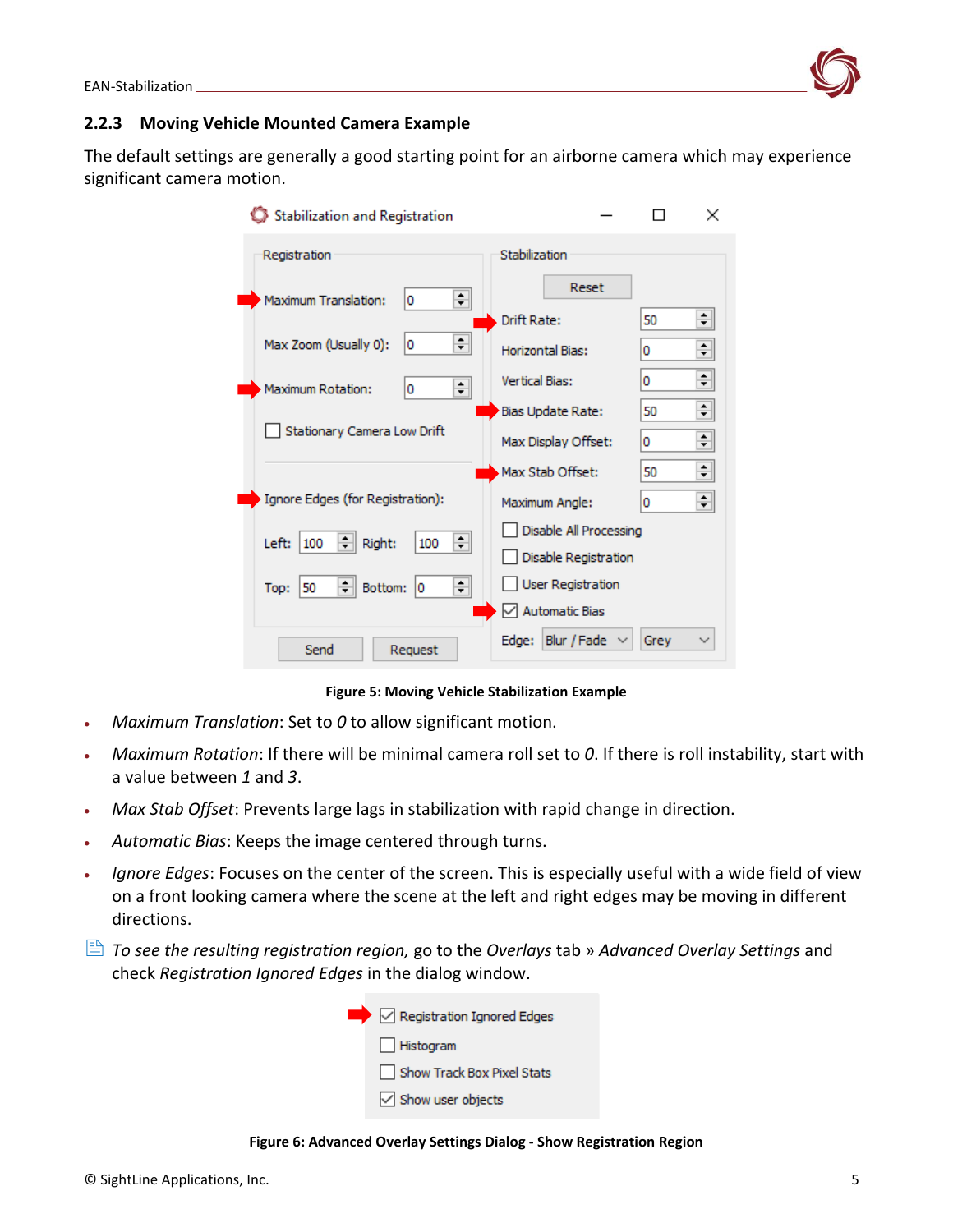### 2.2.3 Moving Vehicle Mounted Camera Example

The default settings are generally a good starting point for an airborne camera which may experience significant camera motion.

**Figure 5: Moving Vehicle Stabilization Example**

- *Maximum Translation*: Set to *0* to allow significant motion.
- *Maximum Rotation*: If there will be minimal camera roll set to *0*. If there is roll instability, start with a value between *1* and *3*.
- *Max Stab Offset*: Prevents large lags in stabilization with rapid change in direction.
- *Automatic Bias*: Keeps the image centered through turns.
- *Ignore Edges*: Focuses on the center of the screen. This is especially useful with a wide field of view on a front looking camera where the scene at the left and right edges may be moving in different directions.

*To see the resulting registration region,* go to the *Overlays* tab » *Advanced Overlay Settings* and check *Registration Ignored Edges* in the dialog window.

**Figure 6: Advanced Overlay Settings Dialog - Show Registration Region**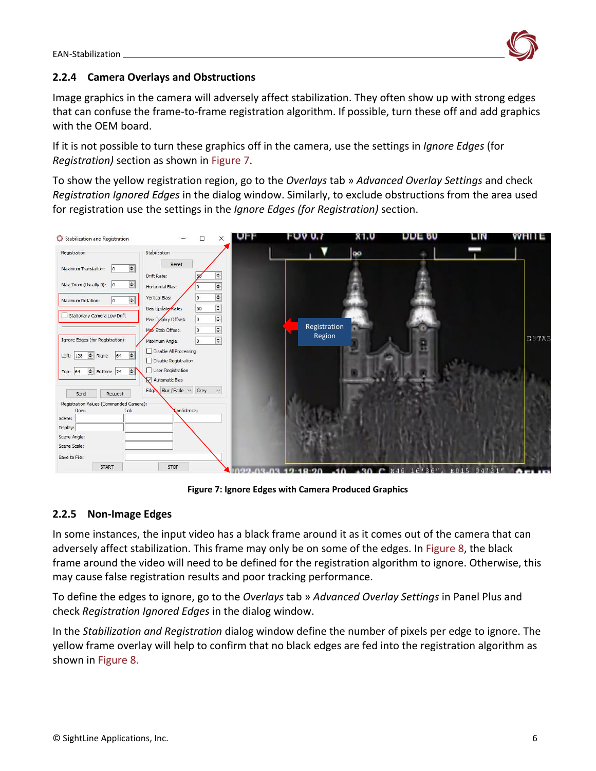### 2.2.4 Camera Overlays and Obstructions

Image graphics in the camera will adversely affect stabilization. They often show up with strong edges that can confuse the frame-to-frame registration algorithm. If possible, turn these off and add graphics with the OEM board.

If it is not possible to turn these graphics off in the camera, use the settings in *Ignore Edges* (for *Registration)* section as shown in Figure 7.

To show the yellow registration region, go to the *Overlays* tab » *Advanced Overlay Settings* and check *Registration Ignored Edges* in the dialog window. Similarly, to exclude obstructions from the area used for registration use the settings in the *Ignore Edges (for Registration)* section.

**Figure 7: Ignore Edges with Camera Produced Graphics**

### 2.2.5 Non-Image Edges

In some instances, the input video has a black frame around it as it comes out of the camera that can adversely affect stabilization. This frame may only be on some of the edges. In Figure 8, the black frame around the video will need to be defined for the registration algorithm to ignore. Otherwise, this may cause false registration results and poor tracking performance.

To define the edges to ignore, go to the *Overlays* tab » *Advanced Overlay Settings* in Panel Plus and check *Registration Ignored Edges* in the dialog window.

In the *Stabilization and Registration* dialog window define the number of pixels per edge to ignore. The yellow frame overlay will help to confirm that no black edges are fed into the registration algorithm as shown in Figure 8.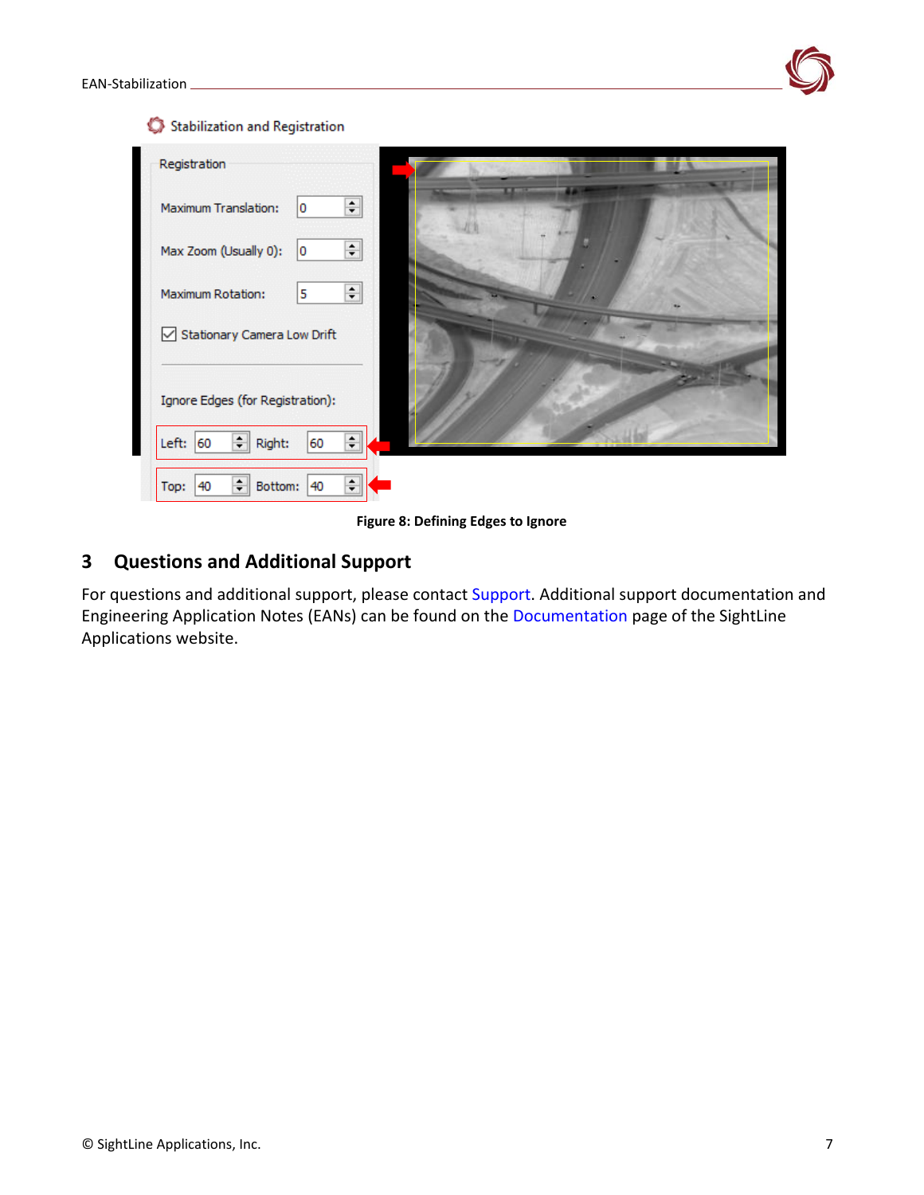Figure 8: Defining Edges to Ignore

## 3 Questions and Additional Support

For questions and additional support, please contact Support. Additional support documentation and Engineering Application Notes (EANs) can be found on the Documentation page of the SightLine Applications website.